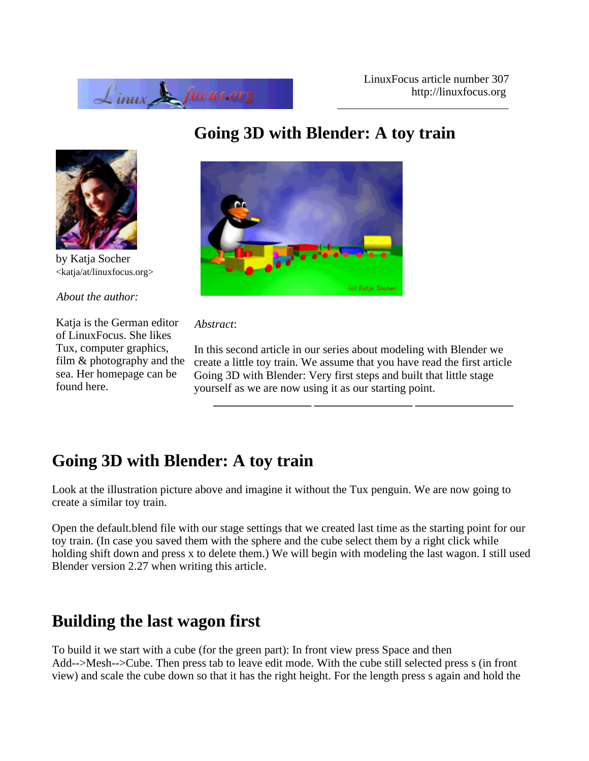LinuxFocus article number 307
http://linuxfocus.org

# Going 3D with Blender: A toy train

by Katja Socher
<katja/at/linuxfocus.org>

*About the author:*

Katja is the German editor of LinuxFocus. She likes Tux, computer graphics, film & photography and the sea. Her homepage can be found here.

*Abstract*:

In this second article in our series about modeling with Blender we create a little toy train. We assume that you have read the first article Going 3D with Blender: Very first steps and built that little stage yourself as we are now using it as our starting point.

## Going 3D with Blender: A toy train

Look at the illustration picture above and imagine it without the Tux penguin. We are now going to create a similar toy train.

Open the default.blend file with our stage settings that we created last time as the starting point for our toy train. (In case you saved them with the sphere and the cube select them by a right click while holding shift down and press x to delete them.) We will begin with modeling the last wagon. I still used Blender version 2.27 when writing this article.

## Building the last wagon first

To build it we start with a cube (for the green part): In front view press Space and then Add-->Mesh-->Cube. Then press tab to leave edit mode. With the cube still selected press s (in front view) and scale the cube down so that it has the right height. For the length press s again and hold the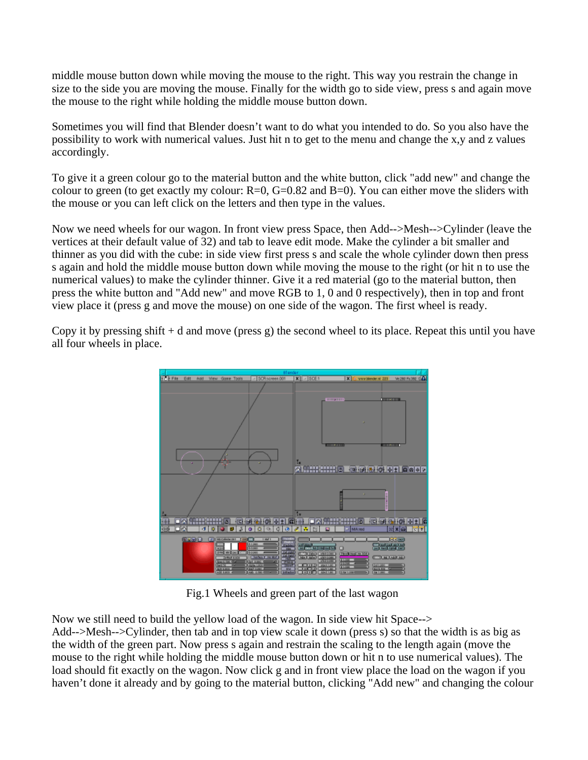middle mouse button down while moving the mouse to the right. This way you restrain the change in size to the side you are moving the mouse. Finally for the width go to side view, press s and again move the mouse to the right while holding the middle mouse button down.

Sometimes you will find that Blender doesn't want to do what you intended to do. So you also have the possibility to work with numerical values. Just hit n to get to the menu and change the x,y and z values accordingly.

To give it a green colour go to the material button and the white button, click "add new" and change the colour to green (to get exactly my colour: R=0, G=0.82 and B=0). You can either move the sliders with the mouse or you can left click on the letters and then type in the values.

Now we need wheels for our wagon. In front view press Space, then Add-->Mesh-->Cylinder (leave the vertices at their default value of 32) and tab to leave edit mode. Make the cylinder a bit smaller and thinner as you did with the cube: in side view first press s and scale the whole cylinder down then press s again and hold the middle mouse button down while moving the mouse to the right (or hit n to use the numerical values) to make the cylinder thinner. Give it a red material (go to the material button, then press the white button and "Add new" and move RGB to 1, 0 and 0 respectively), then in top and front view place it (press g and move the mouse) on one side of the wagon. The first wheel is ready.

Copy it by pressing shift + d and move (press g) the second wheel to its place. Repeat this until you have all four wheels in place.

Fig.1 Wheels and green part of the last wagon

Now we still need to build the yellow load of the wagon. In side view hit Space--> Add-->Mesh-->Cylinder, then tab and in top view scale it down (press s) so that the width is as big as the width of the green part. Now press s again and restrain the scaling to the length again (move the mouse to the right while holding the middle mouse button down or hit n to use numerical values). The load should fit exactly on the wagon. Now click g and in front view place the load on the wagon if you haven't done it already and by going to the material button, clicking "Add new" and changing the colour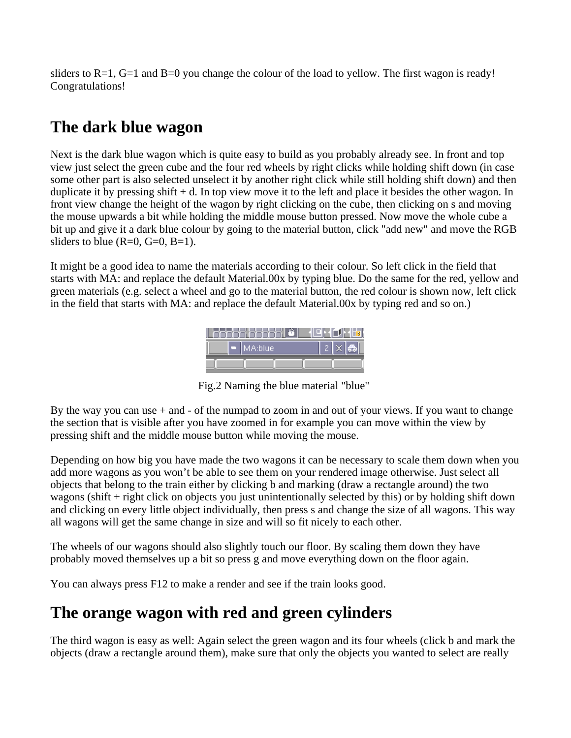sliders to R=1, G=1 and B=0 you change the colour of the load to yellow. The first wagon is ready! Congratulations!

## The dark blue wagon

Next is the dark blue wagon which is quite easy to build as you probably already see. In front and top view just select the green cube and the four red wheels by right clicks while holding shift down (in case some other part is also selected unselect it by another right click while still holding shift down) and then duplicate it by pressing shift + d. In top view move it to the left and place it besides the other wagon. In front view change the height of the wagon by right clicking on the cube, then clicking on s and moving the mouse upwards a bit while holding the middle mouse button pressed. Now move the whole cube a bit up and give it a dark blue colour by going to the material button, click "add new" and move the RGB sliders to blue (R=0, G=0, B=1).

It might be a good idea to name the materials according to their colour. So left click in the field that starts with MA: and replace the default Material.00x by typing blue. Do the same for the red, yellow and green materials (e.g. select a wheel and go to the material button, the red colour is shown now, left click in the field that starts with MA: and replace the default Material.00x by typing red and so on.)

Fig.2 Naming the blue material "blue"

By the way you can use + and - of the numpad to zoom in and out of your views. If you want to change the section that is visible after you have zoomed in for example you can move within the view by pressing shift and the middle mouse button while moving the mouse.

Depending on how big you have made the two wagons it can be necessary to scale them down when you add more wagons as you won't be able to see them on your rendered image otherwise. Just select all objects that belong to the train either by clicking b and marking (draw a rectangle around) the two wagons (shift + right click on objects you just unintentionally selected by this) or by holding shift down and clicking on every little object individually, then press s and change the size of all wagons. This way all wagons will get the same change in size and will so fit nicely to each other.

The wheels of our wagons should also slightly touch our floor. By scaling them down they have probably moved themselves up a bit so press g and move everything down on the floor again.

You can always press F12 to make a render and see if the train looks good.

## The orange wagon with red and green cylinders

The third wagon is easy as well: Again select the green wagon and its four wheels (click b and mark the objects (draw a rectangle around them), make sure that only the objects you wanted to select are really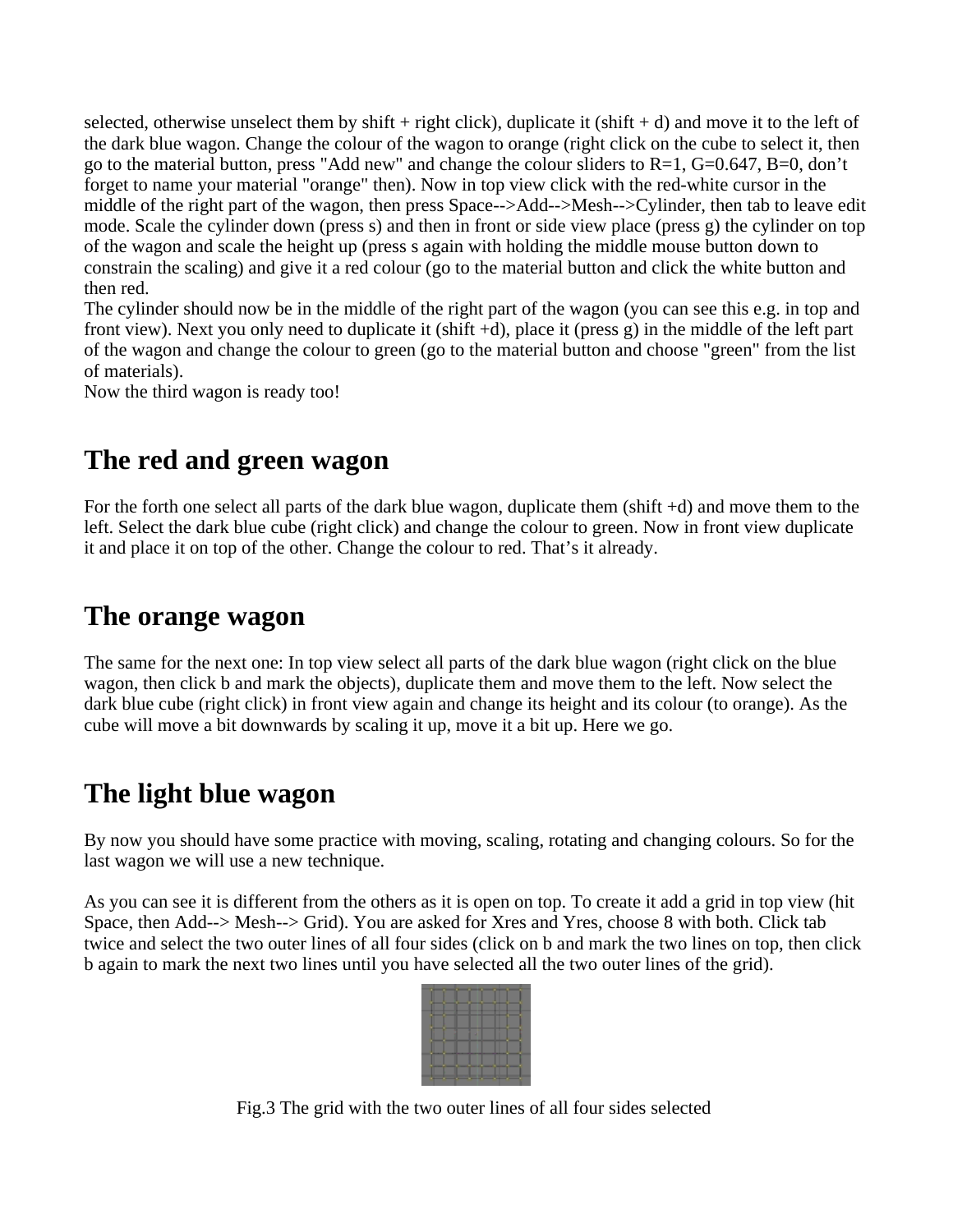selected, otherwise unselect them by shift + right click), duplicate it (shift + d) and move it to the left of the dark blue wagon. Change the colour of the wagon to orange (right click on the cube to select it, then go to the material button, press "Add new" and change the colour sliders to R=1, G=0.647, B=0, don't forget to name your material "orange" then). Now in top view click with the red-white cursor in the middle of the right part of the wagon, then press Space-->Add-->Mesh-->Cylinder, then tab to leave edit mode. Scale the cylinder down (press s) and then in front or side view place (press g) the cylinder on top of the wagon and scale the height up (press s again with holding the middle mouse button down to constrain the scaling) and give it a red colour (go to the material button and click the white button and then red.
The cylinder should now be in the middle of the right part of the wagon (you can see this e.g. in top and front view). Next you only need to duplicate it (shift +d), place it (press g) in the middle of the left part of the wagon and change the colour to green (go to the material button and choose "green" from the list of materials).
Now the third wagon is ready too!

## The red and green wagon

For the forth one select all parts of the dark blue wagon, duplicate them (shift +d) and move them to the left. Select the dark blue cube (right click) and change the colour to green. Now in front view duplicate it and place it on top of the other. Change the colour to red. That's it already.

## The orange wagon

The same for the next one: In top view select all parts of the dark blue wagon (right click on the blue wagon, then click b and mark the objects), duplicate them and move them to the left. Now select the dark blue cube (right click) in front view again and change its height and its colour (to orange). As the cube will move a bit downwards by scaling it up, move it a bit up. Here we go.

## The light blue wagon

By now you should have some practice with moving, scaling, rotating and changing colours. So for the last wagon we will use a new technique.

As you can see it is different from the others as it is open on top. To create it add a grid in top view (hit Space, then Add--> Mesh--> Grid). You are asked for Xres and Yres, choose 8 with both. Click tab twice and select the two outer lines of all four sides (click on b and mark the two lines on top, then click b again to mark the next two lines until you have selected all the two outer lines of the grid).

Fig.3 The grid with the two outer lines of all four sides selected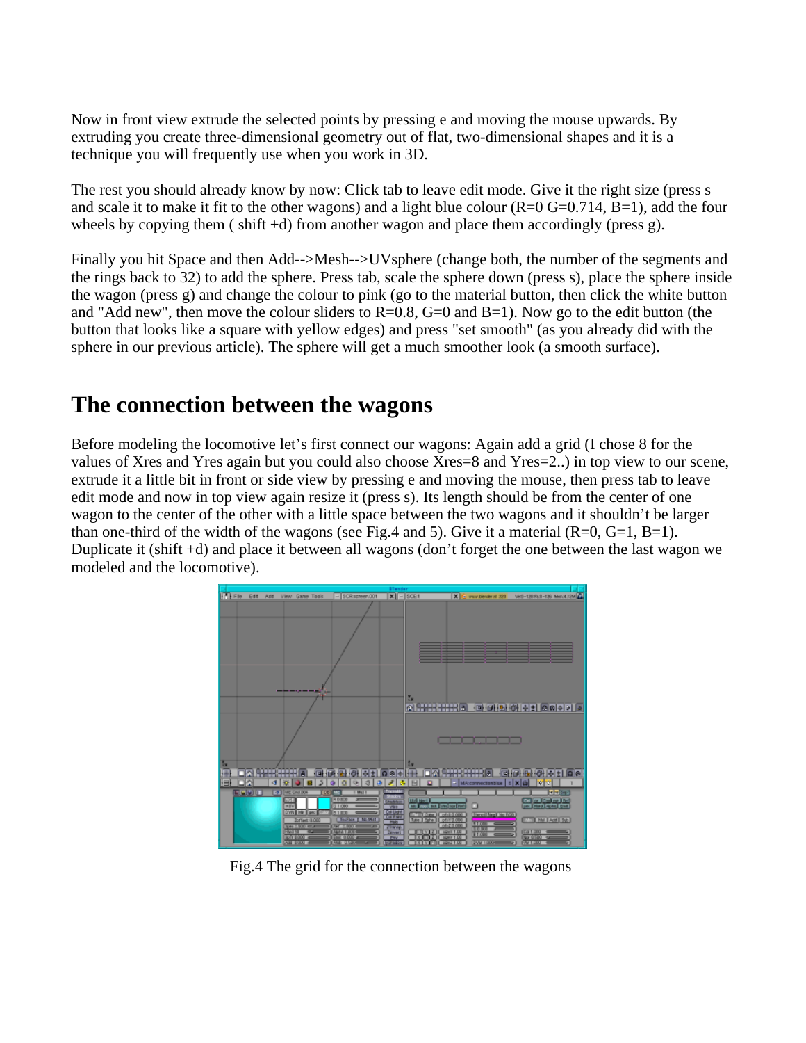Now in front view extrude the selected points by pressing e and moving the mouse upwards. By extruding you create three-dimensional geometry out of flat, two-dimensional shapes and it is a technique you will frequently use when you work in 3D.

The rest you should already know by now: Click tab to leave edit mode. Give it the right size (press s and scale it to make it fit to the other wagons) and a light blue colour (R=0 G=0.714, B=1), add the four wheels by copying them ( shift +d) from another wagon and place them accordingly (press g).

Finally you hit Space and then Add-->Mesh-->UVsphere (change both, the number of the segments and the rings back to 32) to add the sphere. Press tab, scale the sphere down (press s), place the sphere inside the wagon (press g) and change the colour to pink (go to the material button, then click the white button and "Add new", then move the colour sliders to R=0.8, G=0 and B=1). Now go to the edit button (the button that looks like a square with yellow edges) and press "set smooth" (as you already did with the sphere in our previous article). The sphere will get a much smoother look (a smooth surface).

## The connection between the wagons

Before modeling the locomotive let's first connect our wagons: Again add a grid (I chose 8 for the values of Xres and Yres again but you could also choose Xres=8 and Yres=2..) in top view to our scene, extrude it a little bit in front or side view by pressing e and moving the mouse, then press tab to leave edit mode and now in top view again resize it (press s). Its length should be from the center of one wagon to the center of the other with a little space between the two wagons and it shouldn't be larger than one-third of the width of the wagons (see Fig.4 and 5). Give it a material (R=0, G=1, B=1). Duplicate it (shift +d) and place it between all wagons (don't forget the one between the last wagon we modeled and the locomotive).

Fig.4 The grid for the connection between the wagons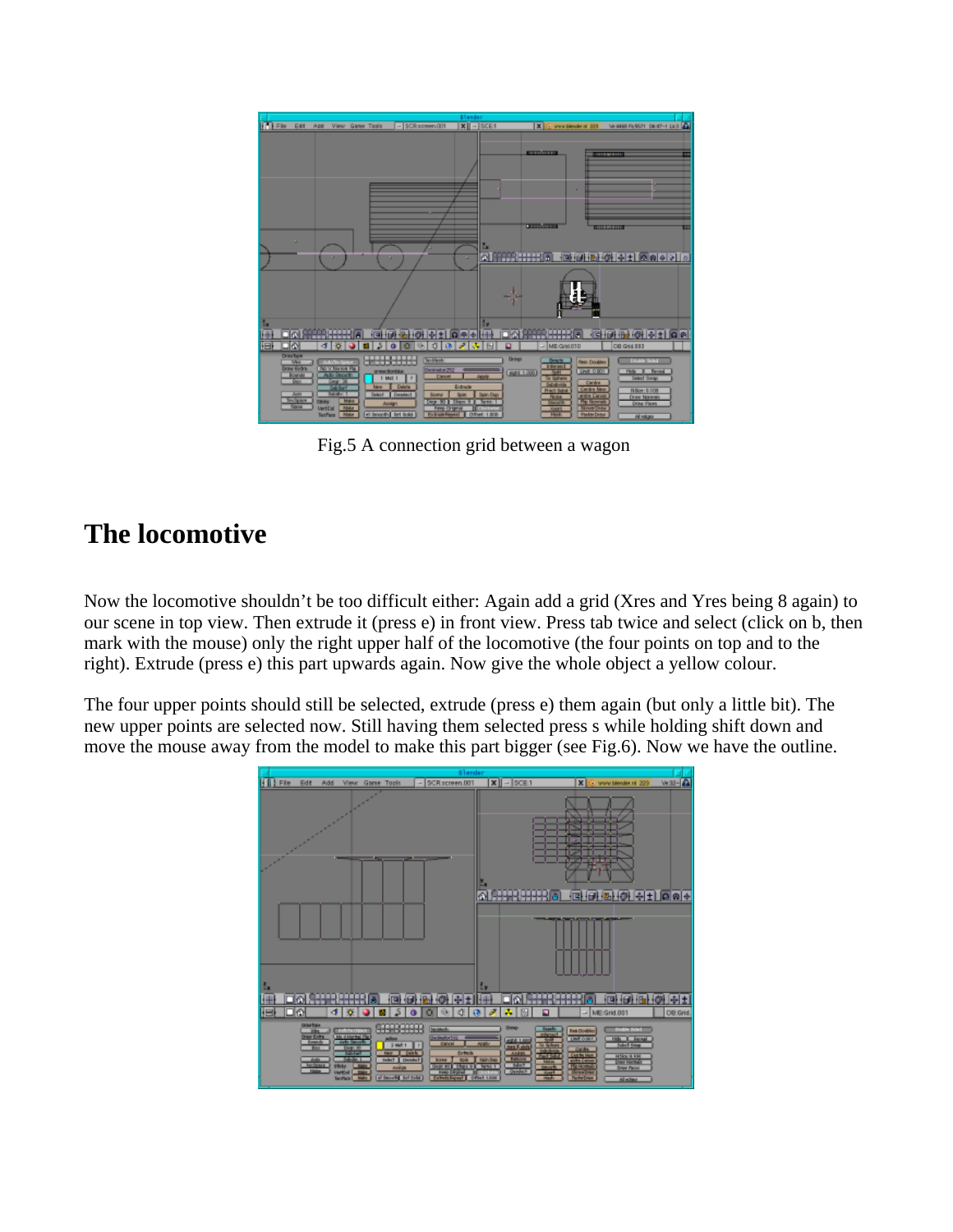Fig.5 A connection grid between a wagon

## The locomotive

Now the locomotive shouldn't be too difficult either: Again add a grid (Xres and Yres being 8 again) to our scene in top view. Then extrude it (press e) in front view. Press tab twice and select (click on b, then mark with the mouse) only the right upper half of the locomotive (the four points on top and to the right). Extrude (press e) this part upwards again. Now give the whole object a yellow colour.

The four upper points should still be selected, extrude (press e) them again (but only a little bit). The new upper points are selected now. Still having them selected press s while holding shift down and move the mouse away from the model to make this part bigger (see Fig.6). Now we have the outline.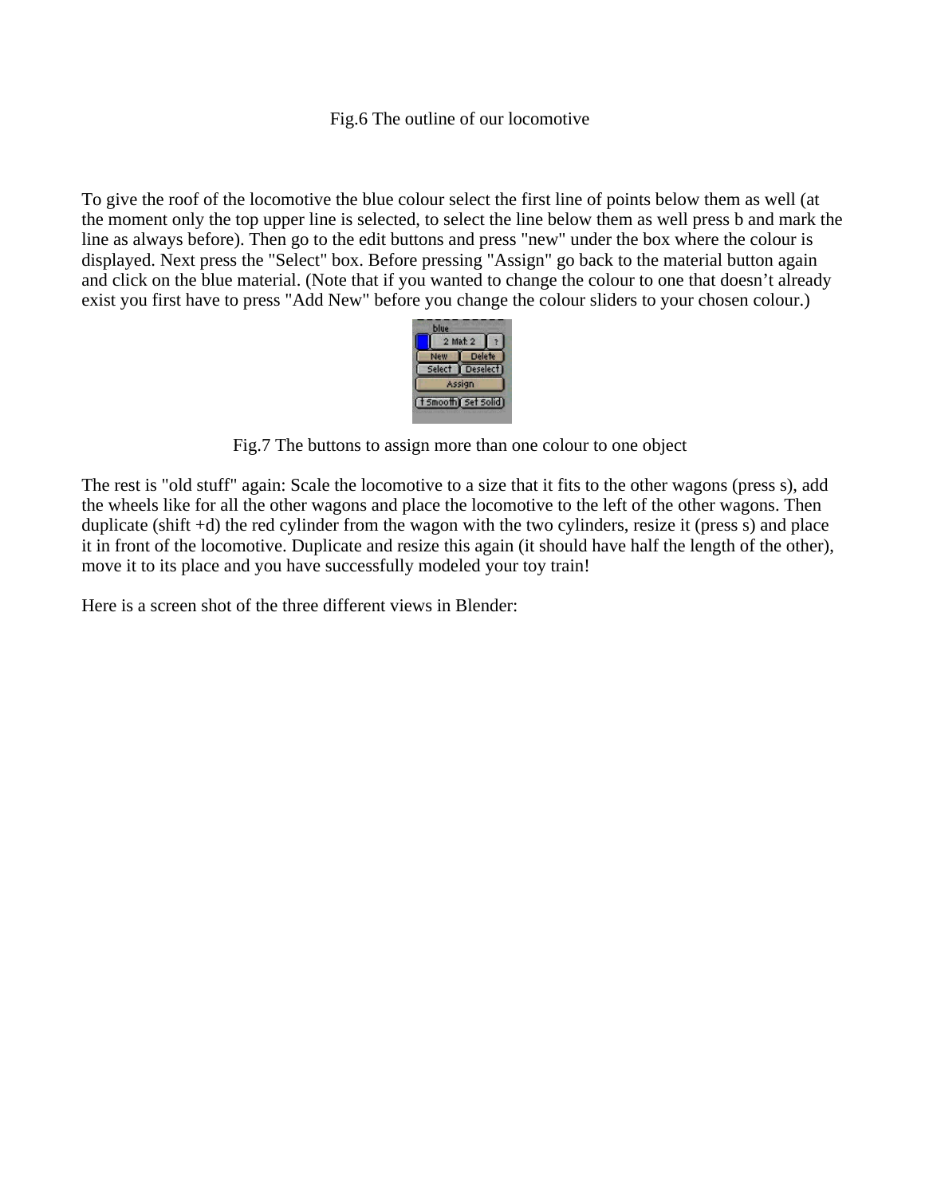Fig.6 The outline of our locomotive

To give the roof of the locomotive the blue colour select the first line of points below them as well (at the moment only the top upper line is selected, to select the line below them as well press b and mark the line as always before). Then go to the edit buttons and press "new" under the box where the colour is displayed. Next press the "Select" box. Before pressing "Assign" go back to the material button again and click on the blue material. (Note that if you wanted to change the colour to one that doesn't already exist you first have to press "Add New" before you change the colour sliders to your chosen colour.)

Fig.7 The buttons to assign more than one colour to one object

The rest is "old stuff" again: Scale the locomotive to a size that it fits to the other wagons (press s), add the wheels like for all the other wagons and place the locomotive to the left of the other wagons. Then duplicate (shift +d) the red cylinder from the wagon with the two cylinders, resize it (press s) and place it in front of the locomotive. Duplicate and resize this again (it should have half the length of the other), move it to its place and you have successfully modeled your toy train!

Here is a screen shot of the three different views in Blender: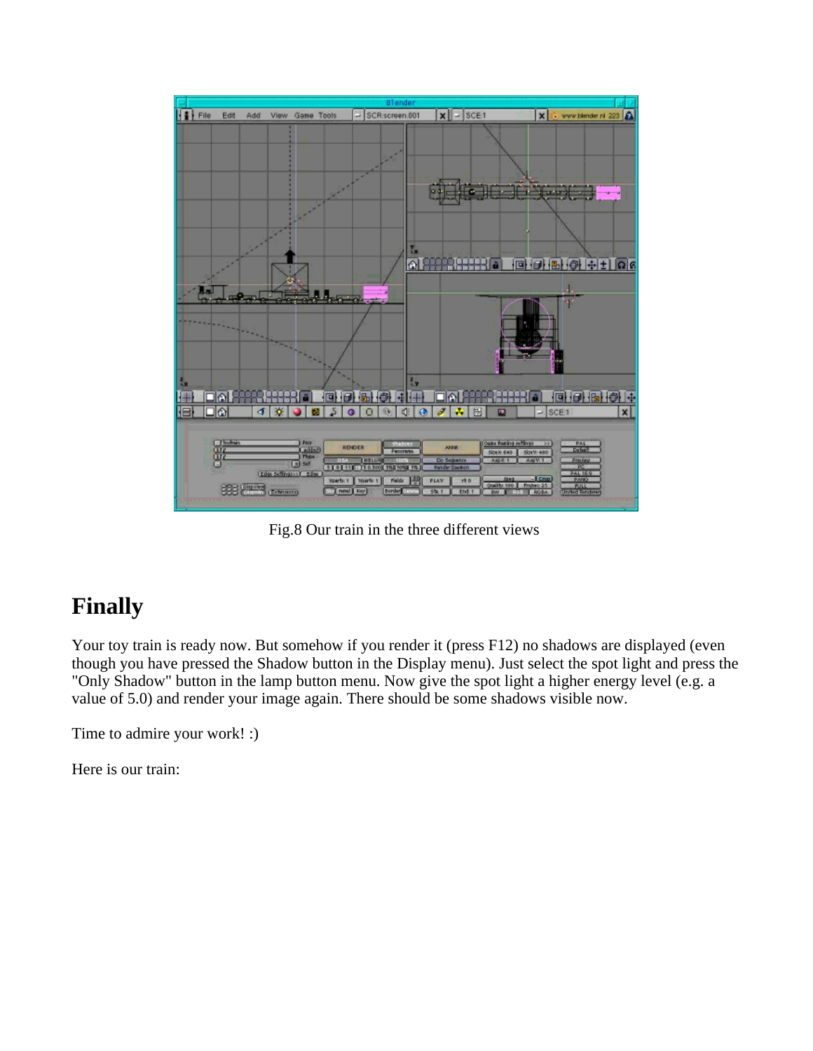Fig.8 Our train in the three different views

# Finally

Your toy train is ready now. But somehow if you render it (press F12) no shadows are displayed (even though you have pressed the Shadow button in the Display menu). Just select the spot light and press the "Only Shadow" button in the lamp button menu. Now give the spot light a higher energy level (e.g. a value of 5.0) and render your image again. There should be some shadows visible now.

Time to admire your work! :)

Here is our train: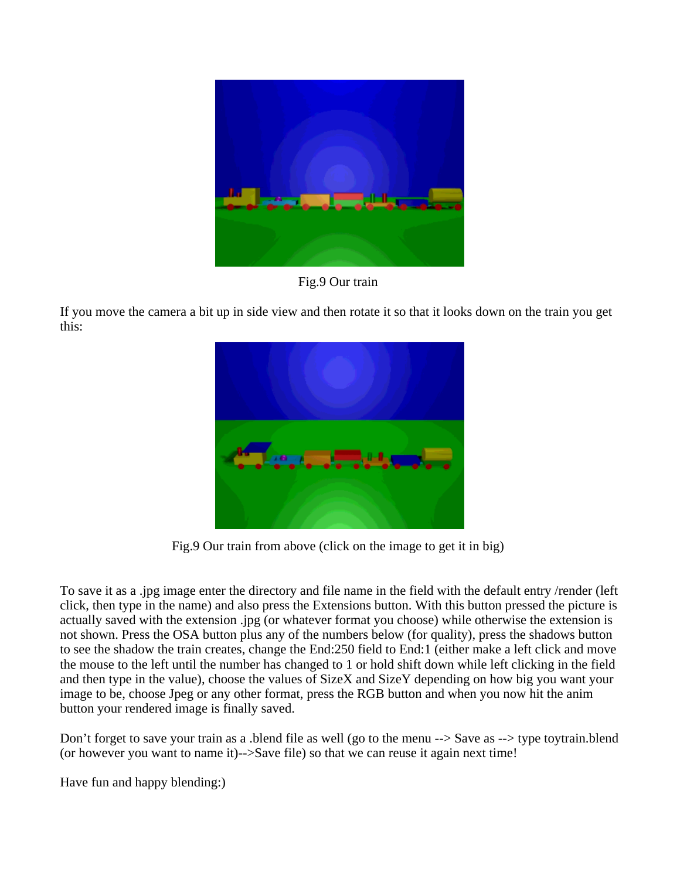Fig.9 Our train

If you move the camera a bit up in side view and then rotate it so that it looks down on the train you get this:

Fig.9 Our train from above (click on the image to get it in big)

To save it as a .jpg image enter the directory and file name in the field with the default entry /render (left click, then type in the name) and also press the Extensions button. With this button pressed the picture is actually saved with the extension .jpg (or whatever format you choose) while otherwise the extension is not shown. Press the OSA button plus any of the numbers below (for quality), press the shadows button to see the shadow the train creates, change the End:250 field to End:1 (either make a left click and move the mouse to the left until the number has changed to 1 or hold shift down while left clicking in the field and then type in the value), choose the values of SizeX and SizeY depending on how big you want your image to be, choose Jpeg or any other format, press the RGB button and when you now hit the anim button your rendered image is finally saved.

Don't forget to save your train as a .blend file as well (go to the menu --> Save as --> type toytrain.blend (or however you want to name it)-->Save file) so that we can reuse it again next time!

Have fun and happy blending:)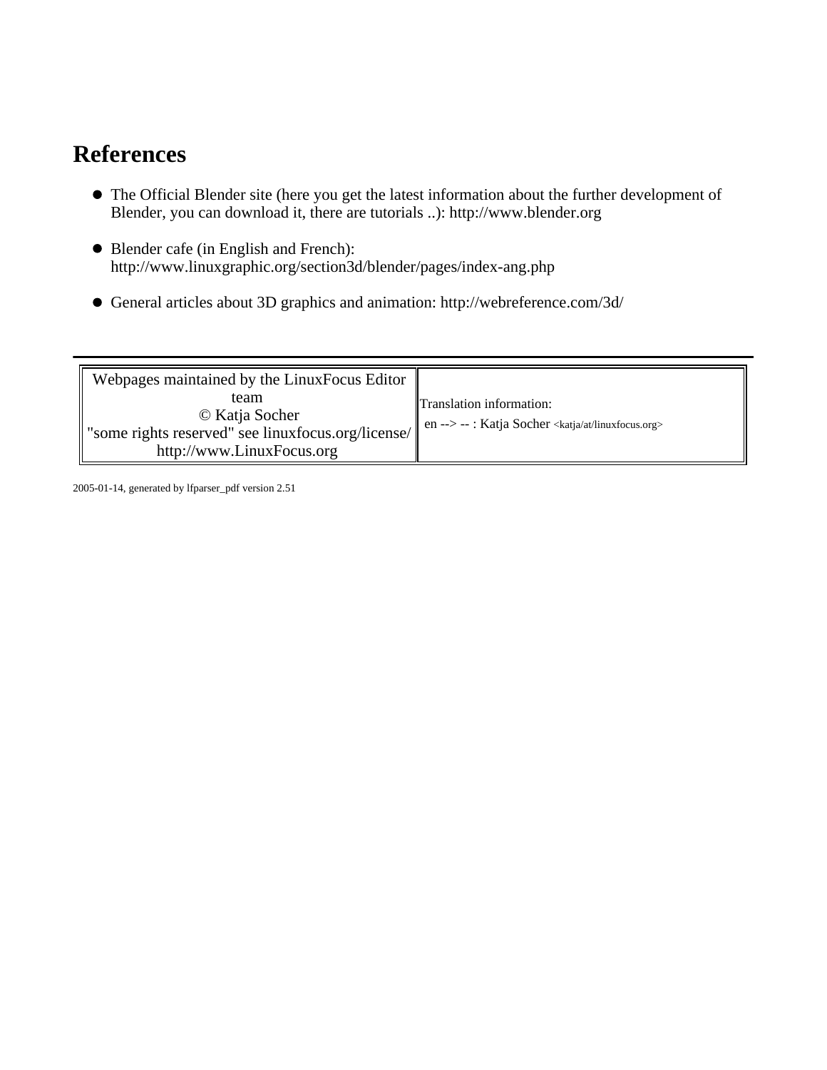## References

- The Official Blender site (here you get the latest information about the further development of Blender, you can download it, there are tutorials ..): http://www.blender.org
- Blender cafe (in English and French): http://www.linuxgraphic.org/section3d/blender/pages/index-ang.php
- General articles about 3D graphics and animation: http://webreference.com/3d/

---

| | |
|---|---|
| Webpages maintained by the LinuxFocus Editor team<br>© Katja Socher<br>"some rights reserved" see linuxfocus.org/license/<br>http://www.LinuxFocus.org | Translation information:<br>en --> -- : Katja Socher <katja/at/linuxfocus.org> |

2005-01-14, generated by lfparser_pdf version 2.51